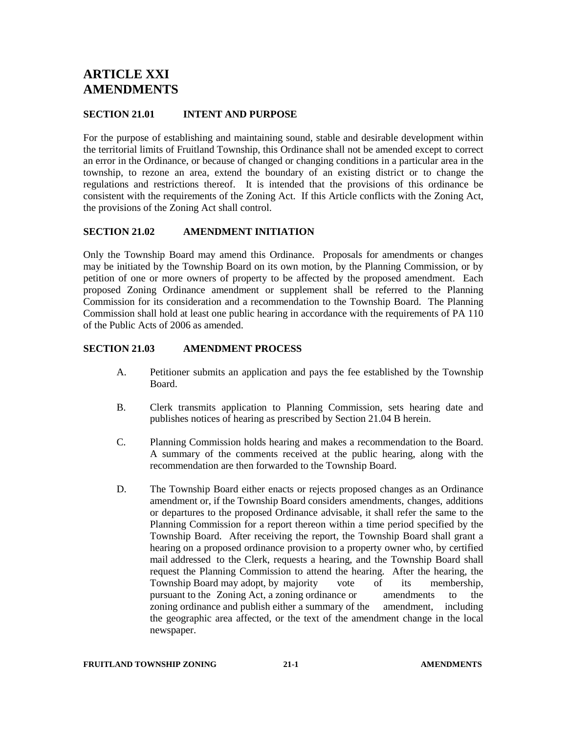# ARTICLE XXI
# AMENDMENTS

### SECTION 21.01 INTENT AND PURPOSE

For the purpose of establishing and maintaining sound, stable and desirable development within the territorial limits of Fruitland Township, this Ordinance shall not be amended except to correct an error in the Ordinance, or because of changed or changing conditions in a particular area in the township, to rezone an area, extend the boundary of an existing district or to change the regulations and restrictions thereof. It is intended that the provisions of this ordinance be consistent with the requirements of the Zoning Act. If this Article conflicts with the Zoning Act, the provisions of the Zoning Act shall control.

### SECTION 21.02 AMENDMENT INITIATION

Only the Township Board may amend this Ordinance. Proposals for amendments or changes may be initiated by the Township Board on its own motion, by the Planning Commission, or by petition of one or more owners of property to be affected by the proposed amendment. Each proposed Zoning Ordinance amendment or supplement shall be referred to the Planning Commission for its consideration and a recommendation to the Township Board. The Planning Commission shall hold at least one public hearing in accordance with the requirements of PA 110 of the Public Acts of 2006 as amended.

### SECTION 21.03 AMENDMENT PROCESS

A. Petitioner submits an application and pays the fee established by the Township Board.

B. Clerk transmits application to Planning Commission, sets hearing date and publishes notices of hearing as prescribed by Section 21.04 B herein.

C. Planning Commission holds hearing and makes a recommendation to the Board. A summary of the comments received at the public hearing, along with the recommendation are then forwarded to the Township Board.

D. The Township Board either enacts or rejects proposed changes as an Ordinance amendment or, if the Township Board considers amendments, changes, additions or departures to the proposed Ordinance advisable, it shall refer the same to the Planning Commission for a report thereon within a time period specified by the Township Board. After receiving the report, the Township Board shall grant a hearing on a proposed ordinance provision to a property owner who, by certified mail addressed to the Clerk, requests a hearing, and the Township Board shall request the Planning Commission to attend the hearing. After the hearing, the Township Board may adopt, by majority vote of its membership, pursuant to the Zoning Act, a zoning ordinance or amendments to the zoning ordinance and publish either a summary of the amendment, including the geographic area affected, or the text of the amendment change in the local newspaper.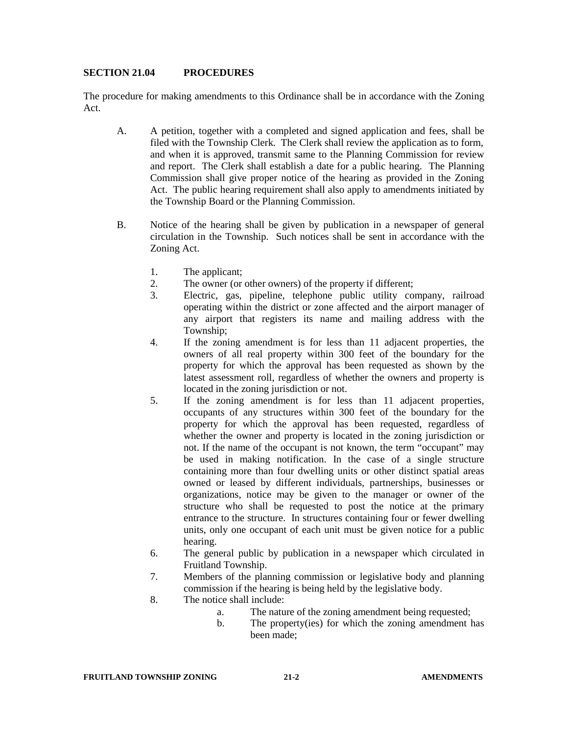## SECTION 21.04 PROCEDURES

The procedure for making amendments to this Ordinance shall be in accordance with the Zoning Act.

A. A petition, together with a completed and signed application and fees, shall be filed with the Township Clerk. The Clerk shall review the application as to form, and when it is approved, transmit same to the Planning Commission for review and report. The Clerk shall establish a date for a public hearing. The Planning Commission shall give proper notice of the hearing as provided in the Zoning Act. The public hearing requirement shall also apply to amendments initiated by the Township Board or the Planning Commission.

B. Notice of the hearing shall be given by publication in a newspaper of general circulation in the Township. Such notices shall be sent in accordance with the Zoning Act.

   1. The applicant;
   2. The owner (or other owners) of the property if different;
   3. Electric, gas, pipeline, telephone public utility company, railroad operating within the district or zone affected and the airport manager of any airport that registers its name and mailing address with the Township;
   4. If the zoning amendment is for less than 11 adjacent properties, the owners of all real property within 300 feet of the boundary for the property for which the approval has been requested as shown by the latest assessment roll, regardless of whether the owners and property is located in the zoning jurisdiction or not.
   5. If the zoning amendment is for less than 11 adjacent properties, occupants of any structures within 300 feet of the boundary for the property for which the approval has been requested, regardless of whether the owner and property is located in the zoning jurisdiction or not. If the name of the occupant is not known, the term "occupant" may be used in making notification. In the case of a single structure containing more than four dwelling units or other distinct spatial areas owned or leased by different individuals, partnerships, businesses or organizations, notice may be given to the manager or owner of the structure who shall be requested to post the notice at the primary entrance to the structure. In structures containing four or fewer dwelling units, only one occupant of each unit must be given notice for a public hearing.
   6. The general public by publication in a newspaper which circulated in Fruitland Township.
   7. Members of the planning commission or legislative body and planning commission if the hearing is being held by the legislative body.
   8. The notice shall include:
      a. The nature of the zoning amendment being requested;
      b. The property(ies) for which the zoning amendment has been made;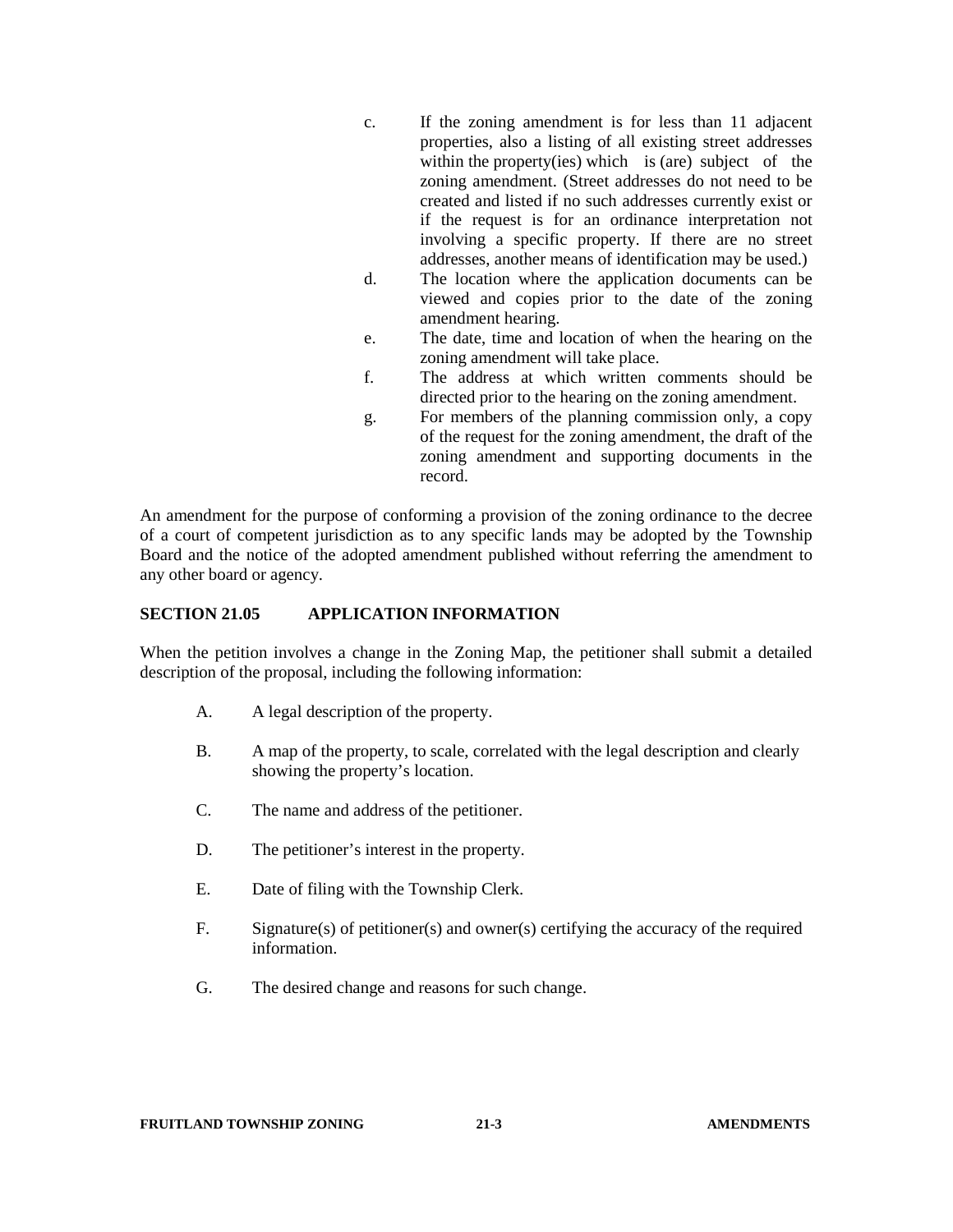c. If the zoning amendment is for less than 11 adjacent properties, also a listing of all existing street addresses within the property(ies) which is (are) subject of the zoning amendment. (Street addresses do not need to be created and listed if no such addresses currently exist or if the request is for an ordinance interpretation not involving a specific property. If there are no street addresses, another means of identification may be used.)

d. The location where the application documents can be viewed and copies prior to the date of the zoning amendment hearing.

e. The date, time and location of when the hearing on the zoning amendment will take place.

f. The address at which written comments should be directed prior to the hearing on the zoning amendment.

g. For members of the planning commission only, a copy of the request for the zoning amendment, the draft of the zoning amendment and supporting documents in the record.

An amendment for the purpose of conforming a provision of the zoning ordinance to the decree of a court of competent jurisdiction as to any specific lands may be adopted by the Township Board and the notice of the adopted amendment published without referring the amendment to any other board or agency.

## SECTION 21.05 APPLICATION INFORMATION

When the petition involves a change in the Zoning Map, the petitioner shall submit a detailed description of the proposal, including the following information:

A. A legal description of the property.

B. A map of the property, to scale, correlated with the legal description and clearly showing the property's location.

C. The name and address of the petitioner.

D. The petitioner's interest in the property.

E. Date of filing with the Township Clerk.

F. Signature(s) of petitioner(s) and owner(s) certifying the accuracy of the required information.

G. The desired change and reasons for such change.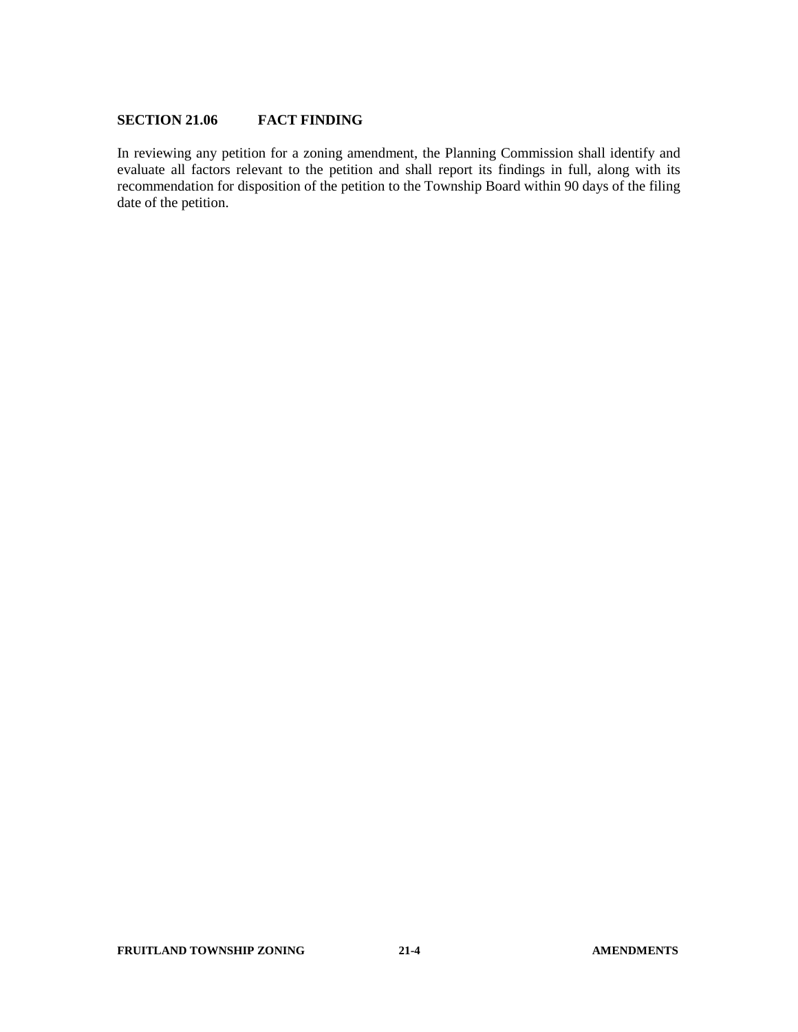## SECTION 21.06 FACT FINDING

In reviewing any petition for a zoning amendment, the Planning Commission shall identify and evaluate all factors relevant to the petition and shall report its findings in full, along with its recommendation for disposition of the petition to the Township Board within 90 days of the filing date of the petition.